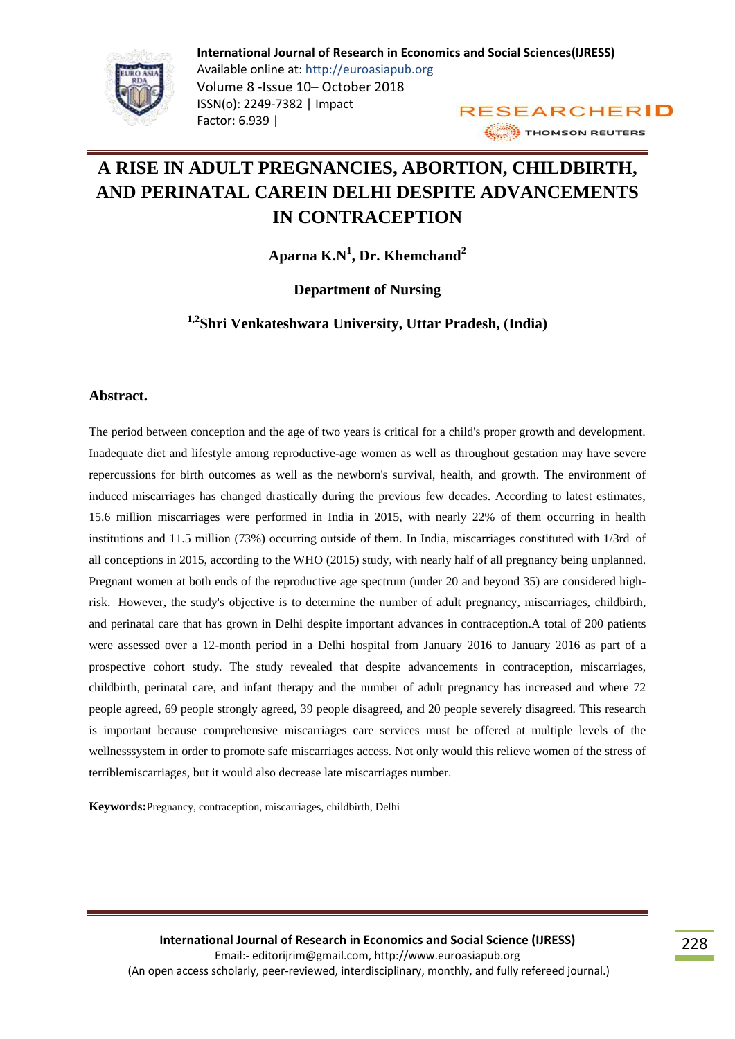# A RISE IN ADULT PREGNANCIES, ABORTION, CHILDBIRTH, AND PERINATAL CAREIN DELHI DESPITE ADVANCEMENTS IN CONTRACEPTION

**Aparna K.N[1], Dr. Khemchand[2]**

**Department of Nursing**

**[1,2]Shri Venkateshwara University, Uttar Pradesh, (India)**

## Abstract.

The period between conception and the age of two years is critical for a child's proper growth and development. Inadequate diet and lifestyle among reproductive-age women as well as throughout gestation may have severe repercussions for birth outcomes as well as the newborn's survival, health, and growth. The environment of induced miscarriages has changed drastically during the previous few decades. According to latest estimates, 15.6 million miscarriages were performed in India in 2015, with nearly 22% of them occurring in health institutions and 11.5 million (73%) occurring outside of them. In India, miscarriages constituted with 1/3rd of all conceptions in 2015, according to the WHO (2015) study, with nearly half of all pregnancy being unplanned. Pregnant women at both ends of the reproductive age spectrum (under 20 and beyond 35) are considered high-risk. However, the study's objective is to determine the number of adult pregnancy, miscarriages, childbirth, and perinatal care that has grown in Delhi despite important advances in contraception.A total of 200 patients were assessed over a 12-month period in a Delhi hospital from January 2016 to January 2016 as part of a prospective cohort study. The study revealed that despite advancements in contraception, miscarriages, childbirth, perinatal care, and infant therapy and the number of adult pregnancy has increased and where 72 people agreed, 69 people strongly agreed, 39 people disagreed, and 20 people severely disagreed. This research is important because comprehensive miscarriages care services must be offered at multiple levels of the wellnesssystem in order to promote safe miscarriages access. Not only would this relieve women of the stress of terriblemiscarriages, but it would also decrease late miscarriages number.

**Keywords:** Pregnancy, contraception, miscarriages, childbirth, Delhi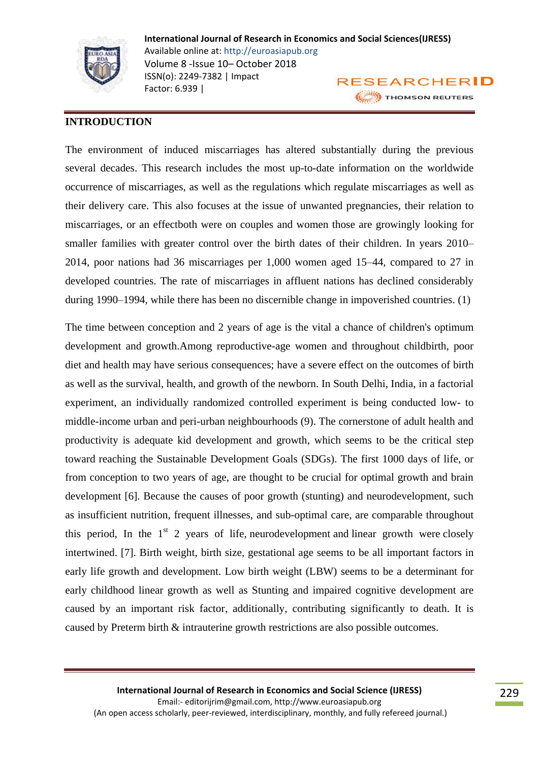## INTRODUCTION

The environment of induced miscarriages has altered substantially during the previous several decades. This research includes the most up-to-date information on the worldwide occurrence of miscarriages, as well as the regulations which regulate miscarriages as well as their delivery care. This also focuses at the issue of unwanted pregnancies, their relation to miscarriages, or an effectboth were on couples and women those are growingly looking for smaller families with greater control over the birth dates of their children. In years 2010–2014, poor nations had 36 miscarriages per 1,000 women aged 15–44, compared to 27 in developed countries. The rate of miscarriages in affluent nations has declined considerably during 1990–1994, while there has been no discernible change in impoverished countries. (1)

The time between conception and 2 years of age is the vital a chance of children's optimum development and growth.Among reproductive-age women and throughout childbirth, poor diet and health may have serious consequences; have a severe effect on the outcomes of birth as well as the survival, health, and growth of the newborn. In South Delhi, India, in a factorial experiment, an individually randomized controlled experiment is being conducted low- to middle-income urban and peri-urban neighbourhoods (9). The cornerstone of adult health and productivity is adequate kid development and growth, which seems to be the critical step toward reaching the Sustainable Development Goals (SDGs). The first 1000 days of life, or from conception to two years of age, are thought to be crucial for optimal growth and brain development [6]. Because the causes of poor growth (stunting) and neurodevelopment, such as insufficient nutrition, frequent illnesses, and sub-optimal care, are comparable throughout this period, In the 1st 2 years of life, neurodevelopment and linear growth were closely intertwined. [7]. Birth weight, birth size, gestational age seems to be all important factors in early life growth and development. Low birth weight (LBW) seems to be a determinant for early childhood linear growth as well as Stunting and impaired cognitive development are caused by an important risk factor, additionally, contributing significantly to death. It is caused by Preterm birth & intrauterine growth restrictions are also possible outcomes.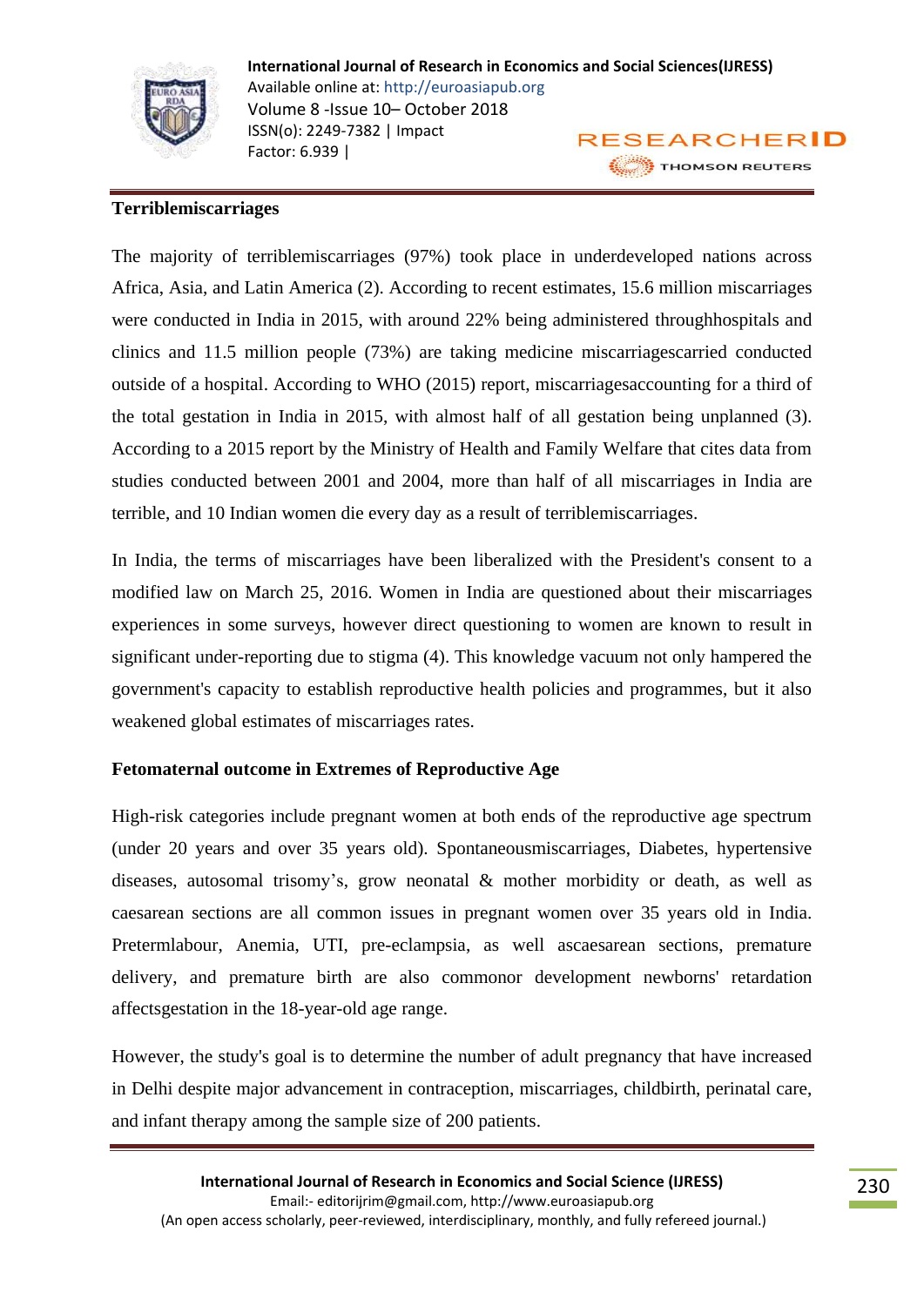### Terriblemiscarriages

The majority of terriblemiscarriages (97%) took place in underdeveloped nations across Africa, Asia, and Latin America (2). According to recent estimates, 15.6 million miscarriages were conducted in India in 2015, with around 22% being administered throughhospitals and clinics and 11.5 million people (73%) are taking medicine miscarriagescarried conducted outside of a hospital. According to WHO (2015) report, miscarriagesaccounting for a third of the total gestation in India in 2015, with almost half of all gestation being unplanned (3). According to a 2015 report by the Ministry of Health and Family Welfare that cites data from studies conducted between 2001 and 2004, more than half of all miscarriages in India are terrible, and 10 Indian women die every day as a result of terriblemiscarriages.

In India, the terms of miscarriages have been liberalized with the President's consent to a modified law on March 25, 2016. Women in India are questioned about their miscarriages experiences in some surveys, however direct questioning to women are known to result in significant under-reporting due to stigma (4). This knowledge vacuum not only hampered the government's capacity to establish reproductive health policies and programmes, but it also weakened global estimates of miscarriages rates.

### Fetomaternal outcome in Extremes of Reproductive Age

High-risk categories include pregnant women at both ends of the reproductive age spectrum (under 20 years and over 35 years old). Spontaneousmiscarriages, Diabetes, hypertensive diseases, autosomal trisomy's, grow neonatal & mother morbidity or death, as well as caesarean sections are all common issues in pregnant women over 35 years old in India. Pretermlabour, Anemia, UTI, pre-eclampsia, as well ascaesarean sections, premature delivery, and premature birth are also commonor development newborns' retardation affectsgestation in the 18-year-old age range.

However, the study's goal is to determine the number of adult pregnancy that have increased in Delhi despite major advancement in contraception, miscarriages, childbirth, perinatal care, and infant therapy among the sample size of 200 patients.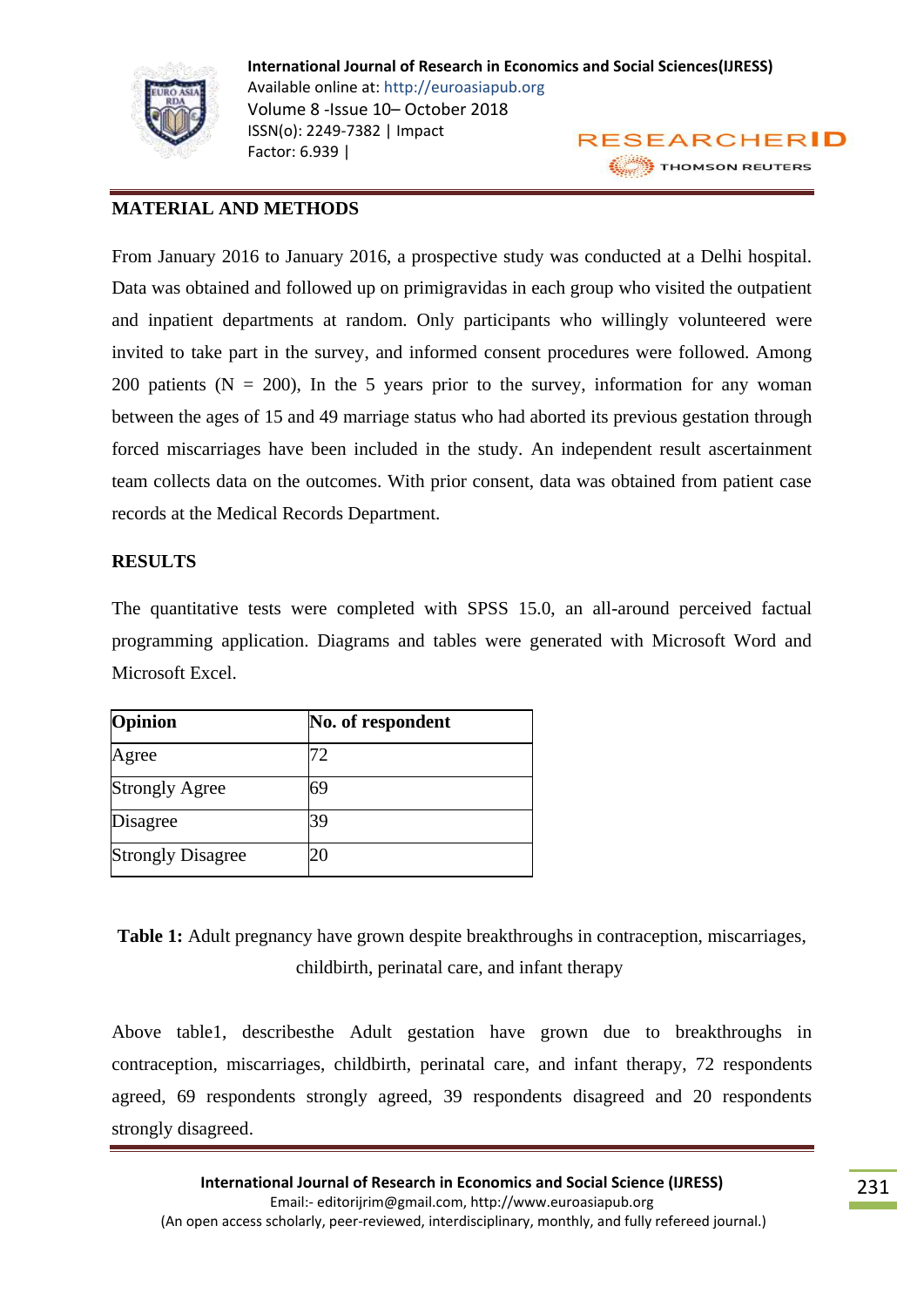## MATERIAL AND METHODS

From January 2016 to January 2016, a prospective study was conducted at a Delhi hospital. Data was obtained and followed up on primigravidas in each group who visited the outpatient and inpatient departments at random. Only participants who willingly volunteered were invited to take part in the survey, and informed consent procedures were followed. Among 200 patients (N = 200), In the 5 years prior to the survey, information for any woman between the ages of 15 and 49 marriage status who had aborted its previous gestation through forced miscarriages have been included in the study. An independent result ascertainment team collects data on the outcomes. With prior consent, data was obtained from patient case records at the Medical Records Department.

## RESULTS

The quantitative tests were completed with SPSS 15.0, an all-around perceived factual programming application. Diagrams and tables were generated with Microsoft Word and Microsoft Excel.

| **Opinion** | **No. of respondent** |
|---|---|
| Agree | 72 |
| Strongly Agree | 69 |
| Disagree | 39 |
| Strongly Disagree | 20 |

**Table 1:** Adult pregnancy have grown despite breakthroughs in contraception, miscarriages, childbirth, perinatal care, and infant therapy

Above table1, describesthe Adult gestation have grown due to breakthroughs in contraception, miscarriages, childbirth, perinatal care, and infant therapy, 72 respondents agreed, 69 respondents strongly agreed, 39 respondents disagreed and 20 respondents strongly disagreed.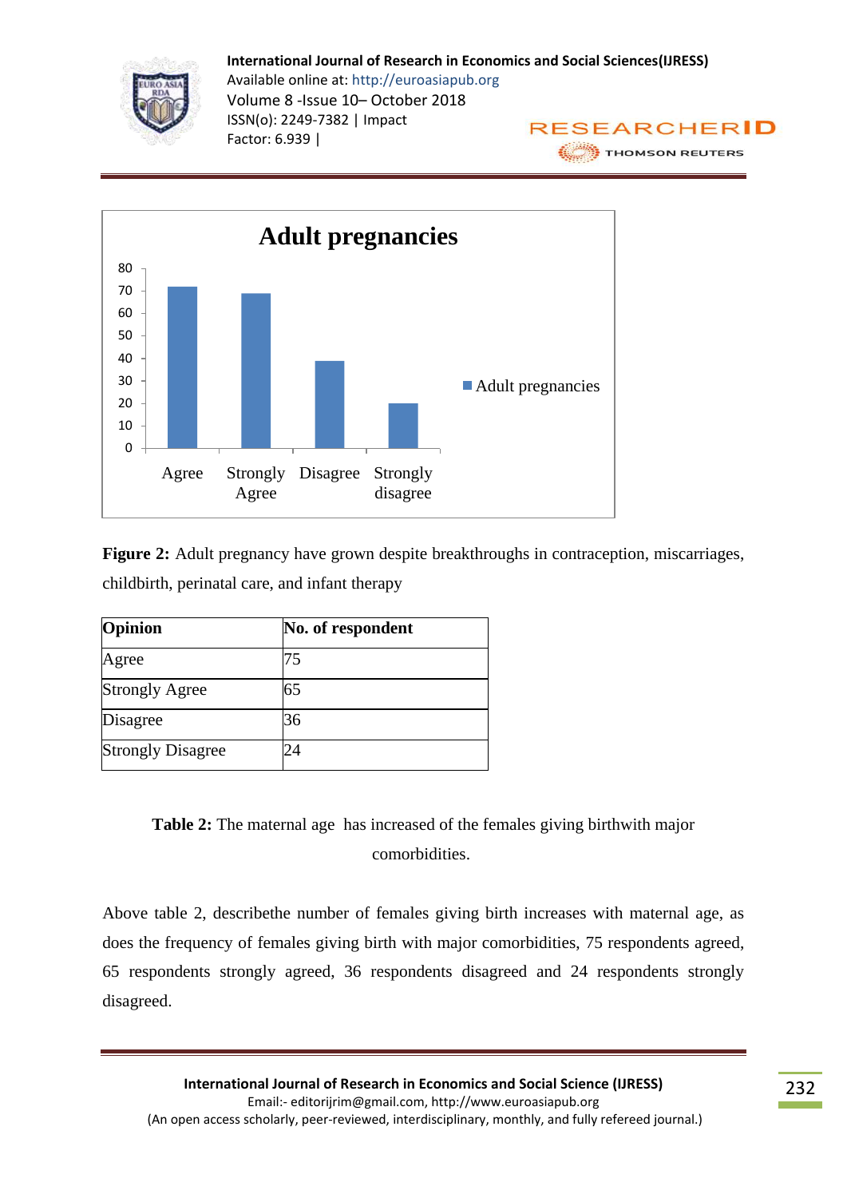**Figure 2:** Adult pregnancy have grown despite breakthroughs in contraception, miscarriages, childbirth, perinatal care, and infant therapy

| Opinion | No. of respondent |
|---|---|
| Agree | 75 |
| Strongly Agree | 65 |
| Disagree | 36 |
| Strongly Disagree | 24 |

**Table 2:** The maternal age has increased of the females giving birthwith major comorbidities.

Above table 2, describethe number of females giving birth increases with maternal age, as does the frequency of females giving birth with major comorbidities, 75 respondents agreed, 65 respondents strongly agreed, 36 respondents disagreed and 24 respondents strongly disagreed.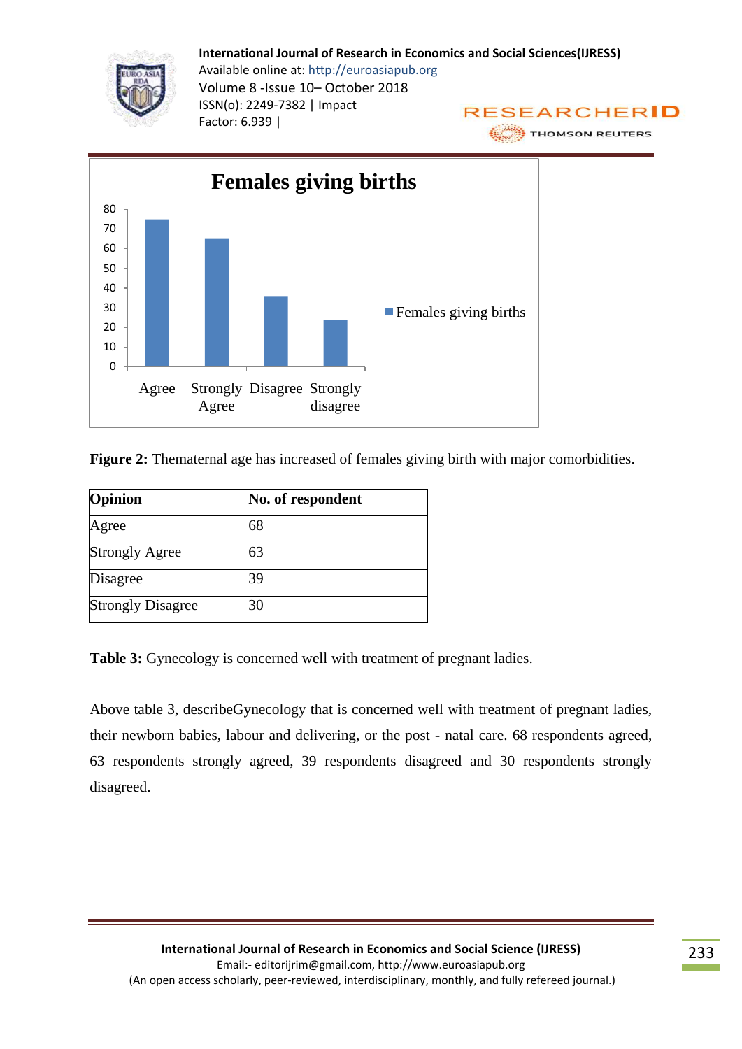**Figure 2:** Thematernal age has increased of females giving birth with major comorbidities.

| Opinion | No. of respondent |
|---|---|
| Agree | 68 |
| Strongly Agree | 63 |
| Disagree | 39 |
| Strongly Disagree | 30 |

**Table 3:** Gynecology is concerned well with treatment of pregnant ladies.

Above table 3, describeGynecology that is concerned well with treatment of pregnant ladies, their newborn babies, labour and delivering, or the post - natal care. 68 respondents agreed, 63 respondents strongly agreed, 39 respondents disagreed and 30 respondents strongly disagreed.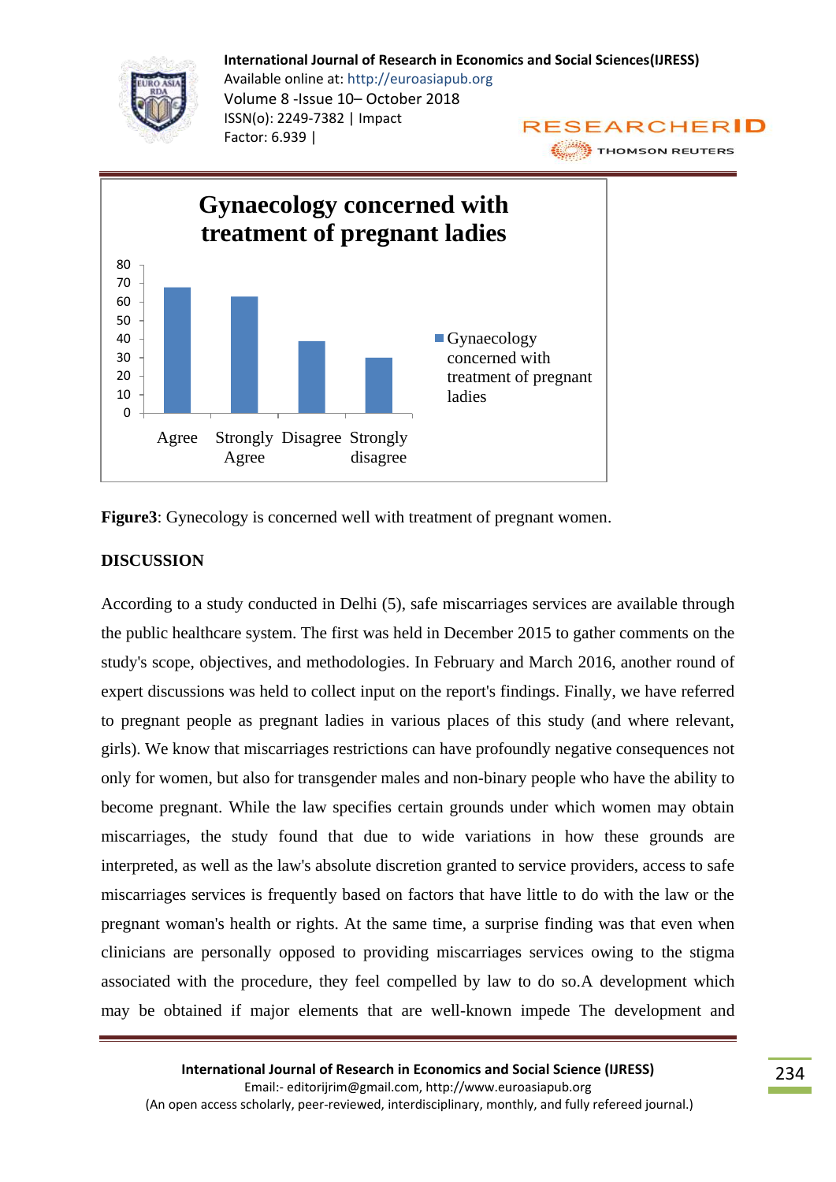**Figure3**: Gynecology is concerned well with treatment of pregnant women.

**DISCUSSION**

According to a study conducted in Delhi (5), safe miscarriages services are available through the public healthcare system. The first was held in December 2015 to gather comments on the study's scope, objectives, and methodologies. In February and March 2016, another round of expert discussions was held to collect input on the report's findings. Finally, we have referred to pregnant people as pregnant ladies in various places of this study (and where relevant, girls). We know that miscarriages restrictions can have profoundly negative consequences not only for women, but also for transgender males and non-binary people who have the ability to become pregnant. While the law specifies certain grounds under which women may obtain miscarriages, the study found that due to wide variations in how these grounds are interpreted, as well as the law's absolute discretion granted to service providers, access to safe miscarriages services is frequently based on factors that have little to do with the law or the pregnant woman's health or rights. At the same time, a surprise finding was that even when clinicians are personally opposed to providing miscarriages services owing to the stigma associated with the procedure, they feel compelled by law to do so.A development which may be obtained if major elements that are well-known impede The development and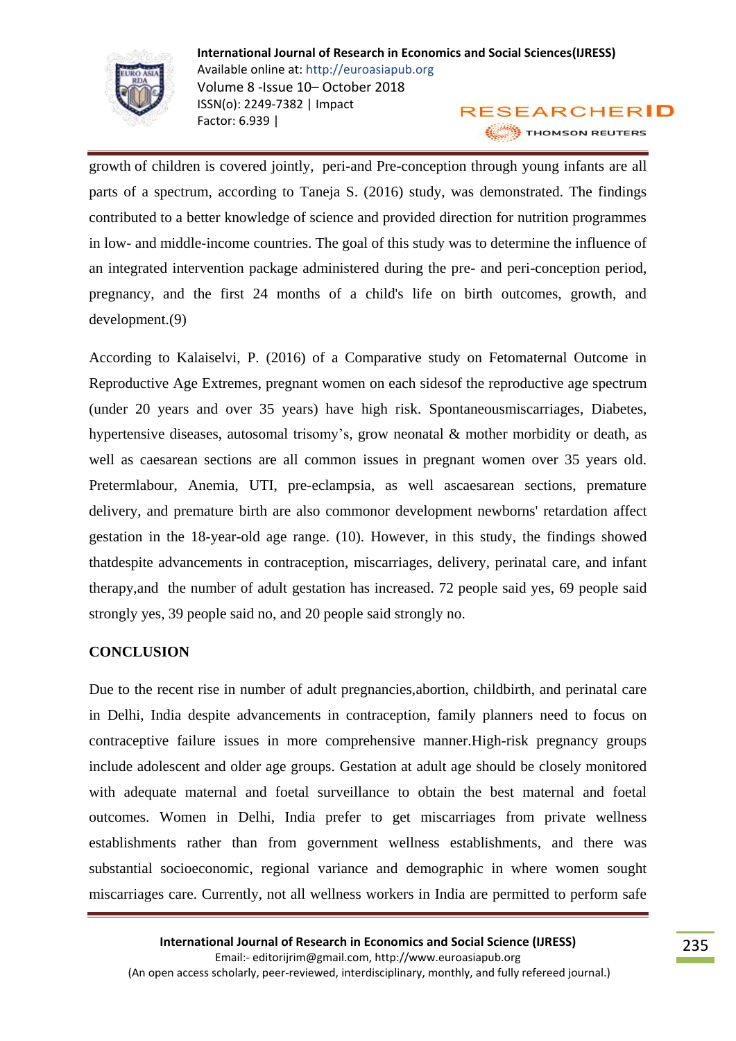growth of children is covered jointly, peri-and Pre-conception through young infants are all parts of a spectrum, according to Taneja S. (2016) study, was demonstrated. The findings contributed to a better knowledge of science and provided direction for nutrition programmes in low- and middle-income countries. The goal of this study was to determine the influence of an integrated intervention package administered during the pre- and peri-conception period, pregnancy, and the first 24 months of a child's life on birth outcomes, growth, and development.(9)

According to Kalaiselvi, P. (2016) of a Comparative study on Fetomaternal Outcome in Reproductive Age Extremes, pregnant women on each sidesof the reproductive age spectrum (under 20 years and over 35 years) have high risk. Spontaneousmiscarriages, Diabetes, hypertensive diseases, autosomal trisomy's, grow neonatal & mother morbidity or death, as well as caesarean sections are all common issues in pregnant women over 35 years old. Pretermlabour, Anemia, UTI, pre-eclampsia, as well ascaesarean sections, premature delivery, and premature birth are also commonor development newborns' retardation affect gestation in the 18-year-old age range. (10). However, in this study, the findings showed thatdespite advancements in contraception, miscarriages, delivery, perinatal care, and infant therapy,and the number of adult gestation has increased. 72 people said yes, 69 people said strongly yes, 39 people said no, and 20 people said strongly no.

## CONCLUSION

Due to the recent rise in number of adult pregnancies,abortion, childbirth, and perinatal care in Delhi, India despite advancements in contraception, family planners need to focus on contraceptive failure issues in more comprehensive manner.High-risk pregnancy groups include adolescent and older age groups. Gestation at adult age should be closely monitored with adequate maternal and foetal surveillance to obtain the best maternal and foetal outcomes. Women in Delhi, India prefer to get miscarriages from private wellness establishments rather than from government wellness establishments, and there was substantial socioeconomic, regional variance and demographic in where women sought miscarriages care. Currently, not all wellness workers in India are permitted to perform safe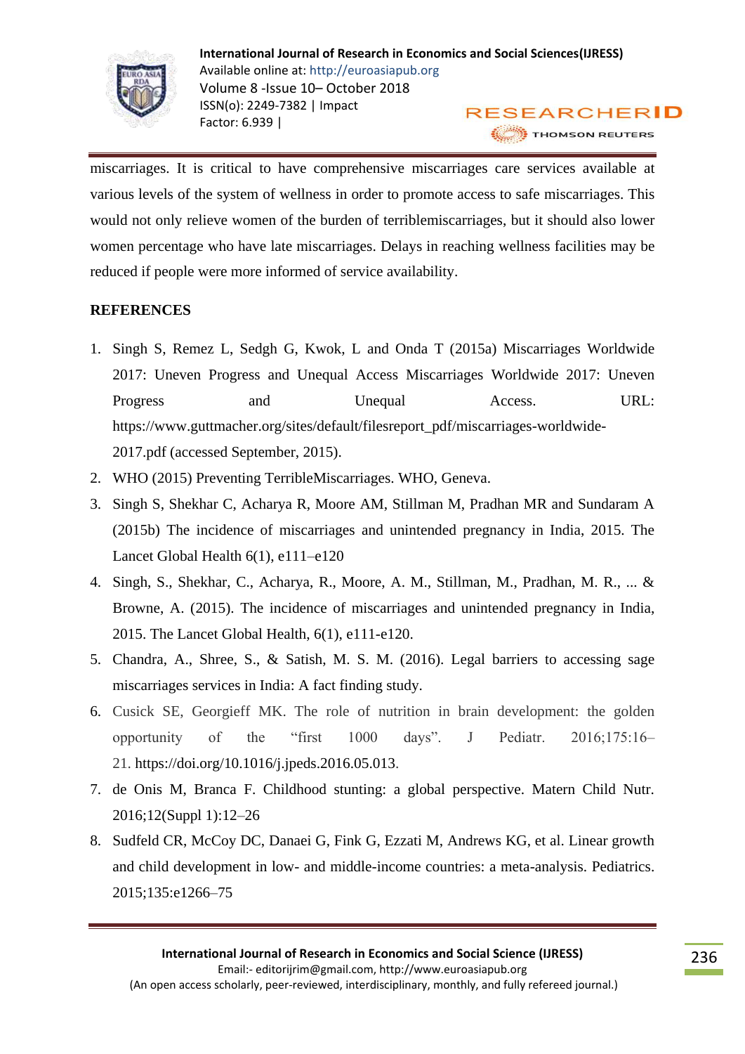miscarriages. It is critical to have comprehensive miscarriages care services available at various levels of the system of wellness in order to promote access to safe miscarriages. This would not only relieve women of the burden of terriblemiscarriages, but it should also lower women percentage who have late miscarriages. Delays in reaching wellness facilities may be reduced if people were more informed of service availability.

## REFERENCES

1. Singh S, Remez L, Sedgh G, Kwok, L and Onda T (2015a) Miscarriages Worldwide 2017: Uneven Progress and Unequal Access Miscarriages Worldwide 2017: Uneven Progress and Unequal Access. URL: https://www.guttmacher.org/sites/default/filesreport_pdf/miscarriages-worldwide-2017.pdf (accessed September, 2015).
2. WHO (2015) Preventing TerribleMiscarriages. WHO, Geneva.
3. Singh S, Shekhar C, Acharya R, Moore AM, Stillman M, Pradhan MR and Sundaram A (2015b) The incidence of miscarriages and unintended pregnancy in India, 2015. The Lancet Global Health 6(1), e111–e120
4. Singh, S., Shekhar, C., Acharya, R., Moore, A. M., Stillman, M., Pradhan, M. R., ... & Browne, A. (2015). The incidence of miscarriages and unintended pregnancy in India, 2015. The Lancet Global Health, 6(1), e111-e120.
5. Chandra, A., Shree, S., & Satish, M. S. M. (2016). Legal barriers to accessing sage miscarriages services in India: A fact finding study.
6. Cusick SE, Georgieff MK. The role of nutrition in brain development: the golden opportunity of the "first 1000 days". J Pediatr. 2016;175:16–21. https://doi.org/10.1016/j.jpeds.2016.05.013.
7. de Onis M, Branca F. Childhood stunting: a global perspective. Matern Child Nutr. 2016;12(Suppl 1):12–26
8. Sudfeld CR, McCoy DC, Danaei G, Fink G, Ezzati M, Andrews KG, et al. Linear growth and child development in low- and middle-income countries: a meta-analysis. Pediatrics. 2015;135:e1266–75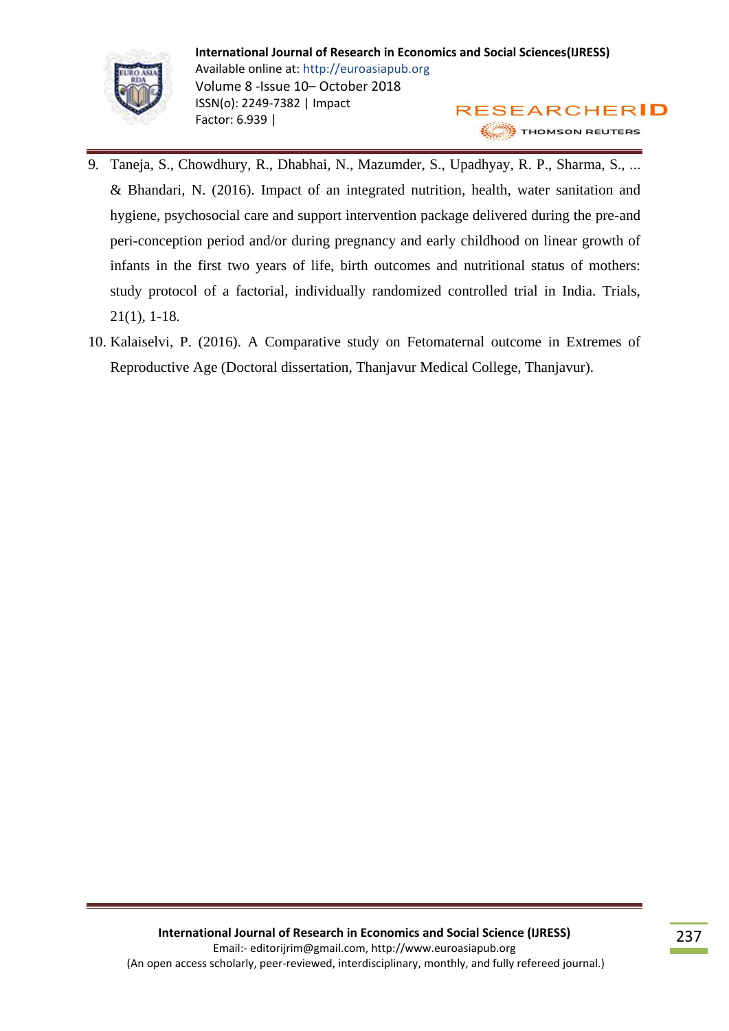9. Taneja, S., Chowdhury, R., Dhabhai, N., Mazumder, S., Upadhyay, R. P., Sharma, S., ... & Bhandari, N. (2016). Impact of an integrated nutrition, health, water sanitation and hygiene, psychosocial care and support intervention package delivered during the pre-and peri-conception period and/or during pregnancy and early childhood on linear growth of infants in the first two years of life, birth outcomes and nutritional status of mothers: study protocol of a factorial, individually randomized controlled trial in India. Trials, 21(1), 1-18.
10. Kalaiselvi, P. (2016). A Comparative study on Fetomaternal outcome in Extremes of Reproductive Age (Doctoral dissertation, Thanjavur Medical College, Thanjavur).